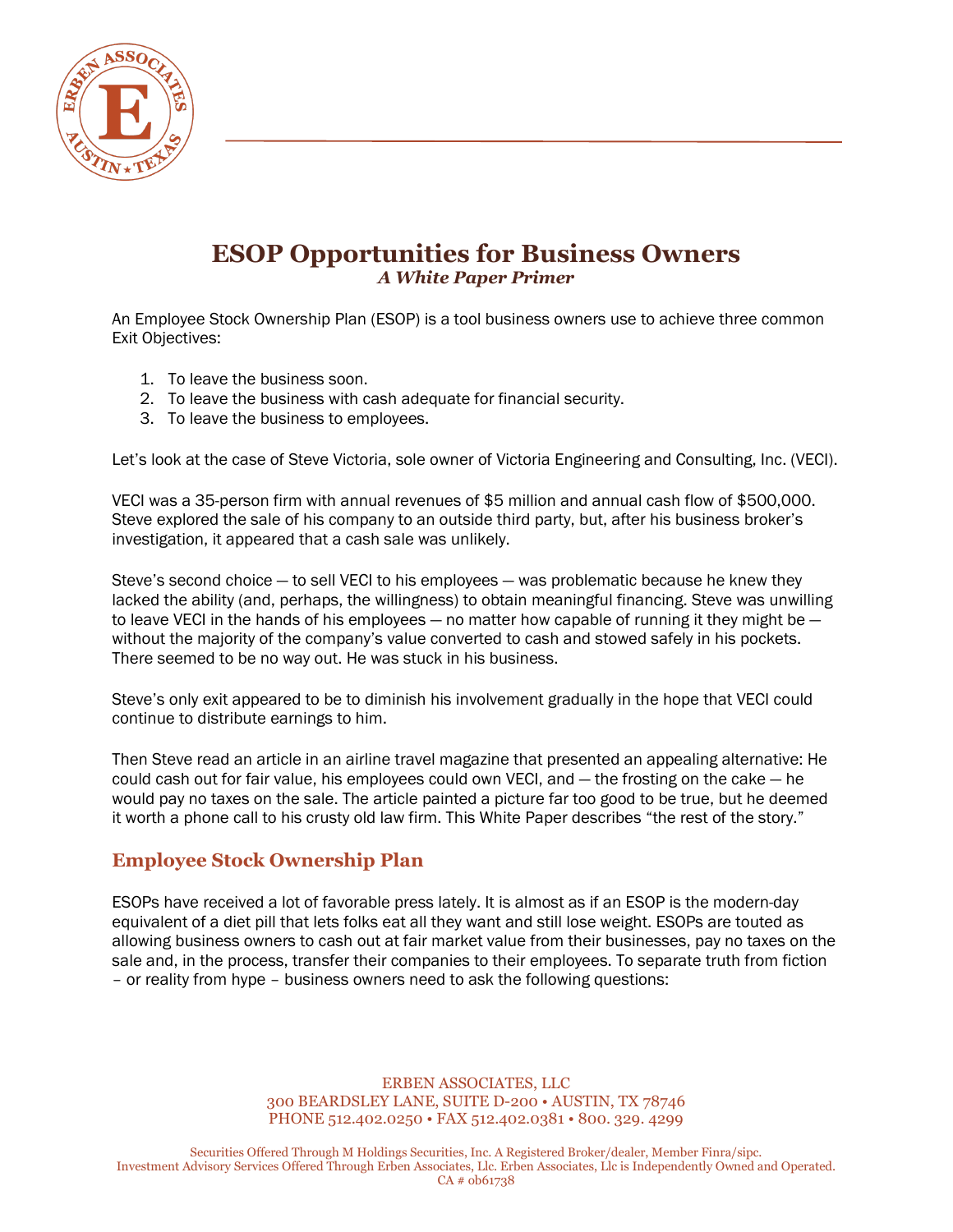# ESOP Opportunities for Business Owners

*A White Paper Primer*

An Employee Stock Ownership Plan (ESOP) is a tool business owners use to achieve three common Exit Objectives:

1. To leave the business soon.
2. To leave the business with cash adequate for financial security.
3. To leave the business to employees.

Let's look at the case of Steve Victoria, sole owner of Victoria Engineering and Consulting, Inc. (VECI).

VECI was a 35-person firm with annual revenues of $5 million and annual cash flow of $500,000. Steve explored the sale of his company to an outside third party, but, after his business broker's investigation, it appeared that a cash sale was unlikely.

Steve's second choice — to sell VECI to his employees — was problematic because he knew they lacked the ability (and, perhaps, the willingness) to obtain meaningful financing. Steve was unwilling to leave VECI in the hands of his employees — no matter how capable of running it they might be — without the majority of the company's value converted to cash and stowed safely in his pockets. There seemed to be no way out. He was stuck in his business.

Steve's only exit appeared to be to diminish his involvement gradually in the hope that VECI could continue to distribute earnings to him.

Then Steve read an article in an airline travel magazine that presented an appealing alternative: He could cash out for fair value, his employees could own VECI, and — the frosting on the cake — he would pay no taxes on the sale. The article painted a picture far too good to be true, but he deemed it worth a phone call to his crusty old law firm. This White Paper describes "the rest of the story."

## Employee Stock Ownership Plan

ESOPs have received a lot of favorable press lately. It is almost as if an ESOP is the modern-day equivalent of a diet pill that lets folks eat all they want and still lose weight. ESOPs are touted as allowing business owners to cash out at fair market value from their businesses, pay no taxes on the sale and, in the process, transfer their companies to their employees. To separate truth from fiction – or reality from hype – business owners need to ask the following questions:

ERBEN ASSOCIATES, LLC
300 BEARDSLEY LANE, SUITE D-200 • AUSTIN, TX 78746
PHONE 512.402.0250 • FAX 512.402.0381 • 800. 329. 4299

Securities Offered Through M Holdings Securities, Inc. A Registered Broker/dealer, Member Finra/sipc.
Investment Advisory Services Offered Through Erben Associates, Llc. Erben Associates, Llc is Independently Owned and Operated.
CA # 0b61738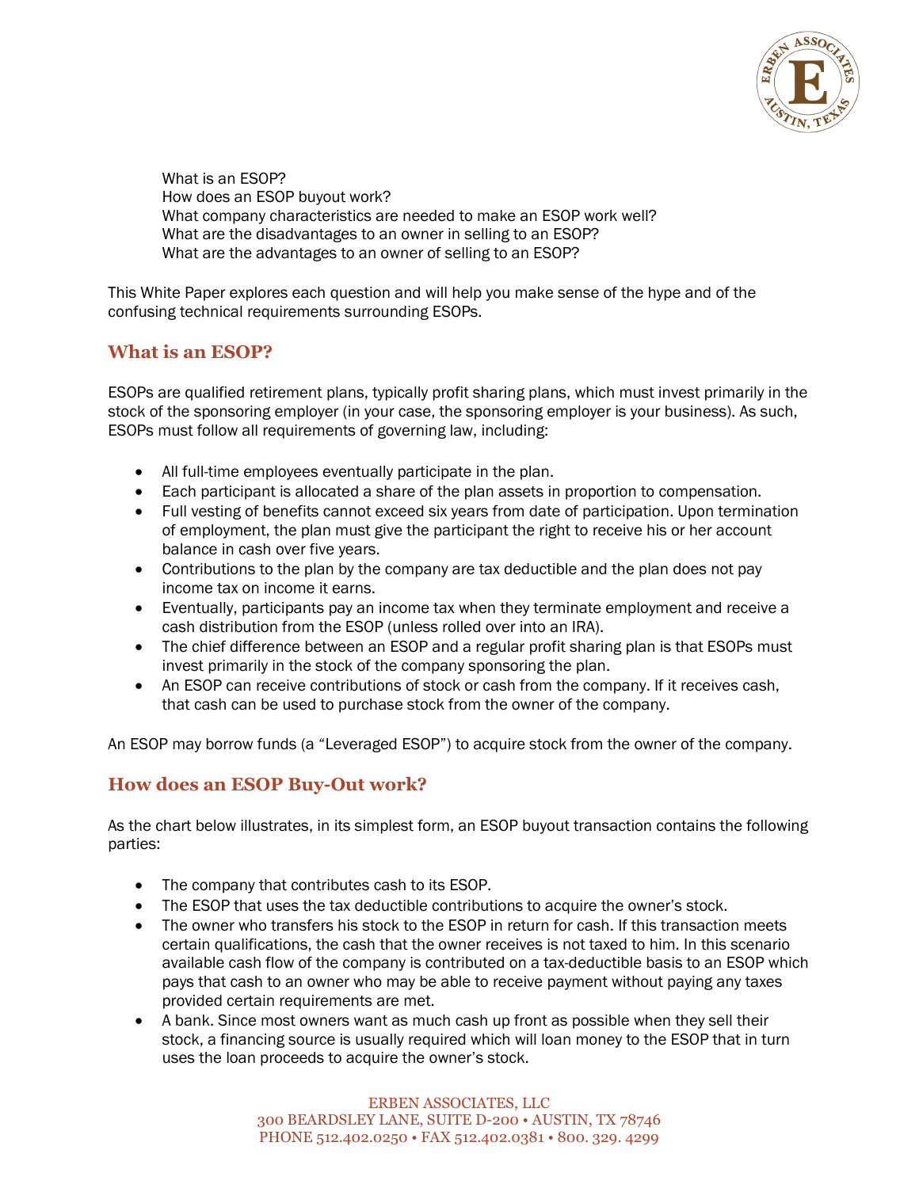What is an ESOP?
How does an ESOP buyout work?
What company characteristics are needed to make an ESOP work well?
What are the disadvantages to an owner in selling to an ESOP?
What are the advantages to an owner of selling to an ESOP?

This White Paper explores each question and will help you make sense of the hype and of the confusing technical requirements surrounding ESOPs.

## What is an ESOP?

ESOPs are qualified retirement plans, typically profit sharing plans, which must invest primarily in the stock of the sponsoring employer (in your case, the sponsoring employer is your business). As such, ESOPs must follow all requirements of governing law, including:

- All full-time employees eventually participate in the plan.
- Each participant is allocated a share of the plan assets in proportion to compensation.
- Full vesting of benefits cannot exceed six years from date of participation. Upon termination of employment, the plan must give the participant the right to receive his or her account balance in cash over five years.
- Contributions to the plan by the company are tax deductible and the plan does not pay income tax on income it earns.
- Eventually, participants pay an income tax when they terminate employment and receive a cash distribution from the ESOP (unless rolled over into an IRA).
- The chief difference between an ESOP and a regular profit sharing plan is that ESOPs must invest primarily in the stock of the company sponsoring the plan.
- An ESOP can receive contributions of stock or cash from the company. If it receives cash, that cash can be used to purchase stock from the owner of the company.

An ESOP may borrow funds (a "Leveraged ESOP") to acquire stock from the owner of the company.

## How does an ESOP Buy-Out work?

As the chart below illustrates, in its simplest form, an ESOP buyout transaction contains the following parties:

- The company that contributes cash to its ESOP.
- The ESOP that uses the tax deductible contributions to acquire the owner's stock.
- The owner who transfers his stock to the ESOP in return for cash. If this transaction meets certain qualifications, the cash that the owner receives is not taxed to him. In this scenario available cash flow of the company is contributed on a tax-deductible basis to an ESOP which pays that cash to an owner who may be able to receive payment without paying any taxes provided certain requirements are met.
- A bank. Since most owners want as much cash up front as possible when they sell their stock, a financing source is usually required which will loan money to the ESOP that in turn uses the loan proceeds to acquire the owner's stock.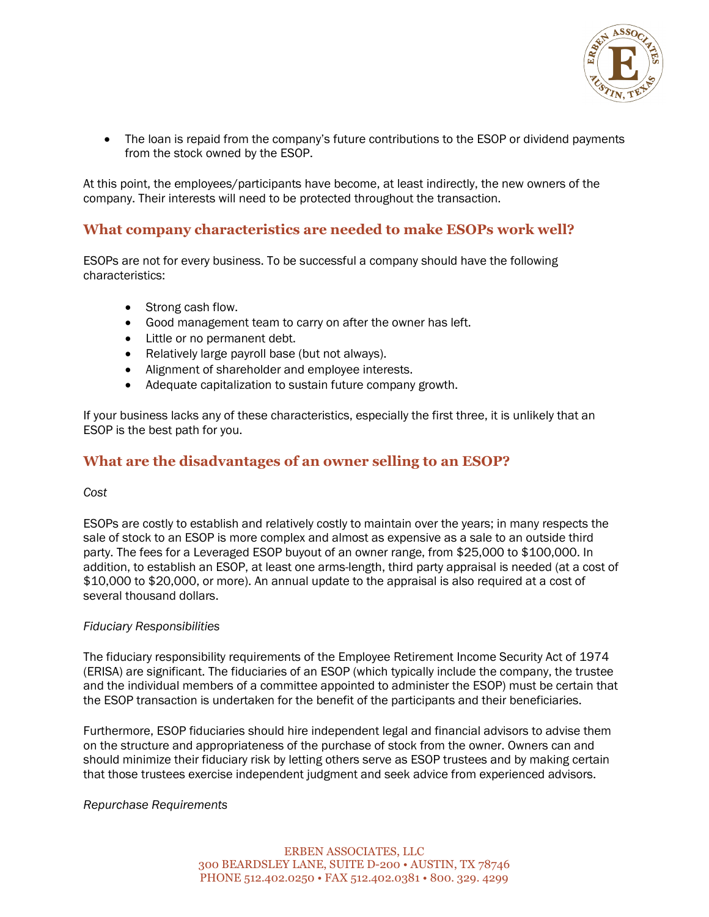- The loan is repaid from the company's future contributions to the ESOP or dividend payments from the stock owned by the ESOP.

At this point, the employees/participants have become, at least indirectly, the new owners of the company. Their interests will need to be protected throughout the transaction.

## What company characteristics are needed to make ESOPs work well?

ESOPs are not for every business. To be successful a company should have the following characteristics:

- Strong cash flow.
- Good management team to carry on after the owner has left.
- Little or no permanent debt.
- Relatively large payroll base (but not always).
- Alignment of shareholder and employee interests.
- Adequate capitalization to sustain future company growth.

If your business lacks any of these characteristics, especially the first three, it is unlikely that an ESOP is the best path for you.

## What are the disadvantages of an owner selling to an ESOP?

*Cost*

ESOPs are costly to establish and relatively costly to maintain over the years; in many respects the sale of stock to an ESOP is more complex and almost as expensive as a sale to an outside third party. The fees for a Leveraged ESOP buyout of an owner range, from $25,000 to $100,000. In addition, to establish an ESOP, at least one arms-length, third party appraisal is needed (at a cost of $10,000 to $20,000, or more). An annual update to the appraisal is also required at a cost of several thousand dollars.

*Fiduciary Responsibilities*

The fiduciary responsibility requirements of the Employee Retirement Income Security Act of 1974 (ERISA) are significant. The fiduciaries of an ESOP (which typically include the company, the trustee and the individual members of a committee appointed to administer the ESOP) must be certain that the ESOP transaction is undertaken for the benefit of the participants and their beneficiaries.

Furthermore, ESOP fiduciaries should hire independent legal and financial advisors to advise them on the structure and appropriateness of the purchase of stock from the owner. Owners can and should minimize their fiduciary risk by letting others serve as ESOP trustees and by making certain that those trustees exercise independent judgment and seek advice from experienced advisors.

*Repurchase Requirements*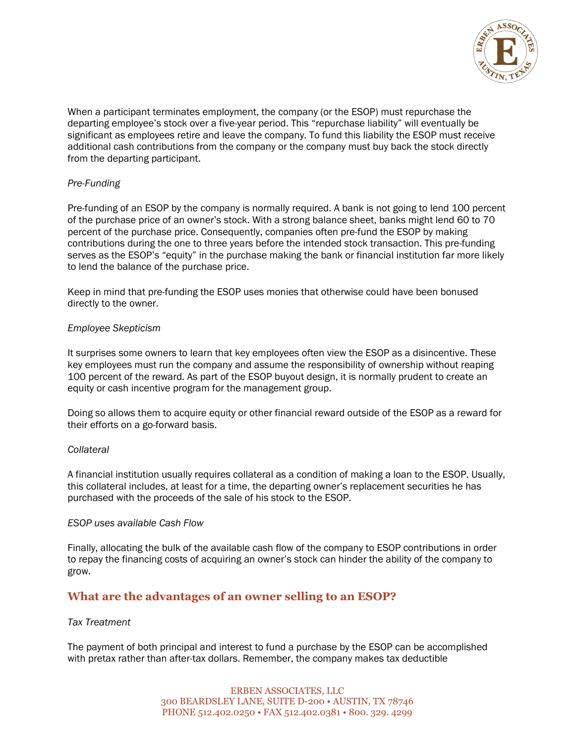When a participant terminates employment, the company (or the ESOP) must repurchase the departing employee's stock over a five-year period. This "repurchase liability" will eventually be significant as employees retire and leave the company. To fund this liability the ESOP must receive additional cash contributions from the company or the company must buy back the stock directly from the departing participant.

*Pre-Funding*

Pre-funding of an ESOP by the company is normally required. A bank is not going to lend 100 percent of the purchase price of an owner's stock. With a strong balance sheet, banks might lend 60 to 70 percent of the purchase price. Consequently, companies often pre-fund the ESOP by making contributions during the one to three years before the intended stock transaction. This pre-funding serves as the ESOP's "equity" in the purchase making the bank or financial institution far more likely to lend the balance of the purchase price.

Keep in mind that pre-funding the ESOP uses monies that otherwise could have been bonused directly to the owner.

*Employee Skepticism*

It surprises some owners to learn that key employees often view the ESOP as a disincentive. These key employees must run the company and assume the responsibility of ownership without reaping 100 percent of the reward. As part of the ESOP buyout design, it is normally prudent to create an equity or cash incentive program for the management group.

Doing so allows them to acquire equity or other financial reward outside of the ESOP as a reward for their efforts on a go-forward basis.

*Collateral*

A financial institution usually requires collateral as a condition of making a loan to the ESOP. Usually, this collateral includes, at least for a time, the departing owner's replacement securities he has purchased with the proceeds of the sale of his stock to the ESOP.

*ESOP uses available Cash Flow*

Finally, allocating the bulk of the available cash flow of the company to ESOP contributions in order to repay the financing costs of acquiring an owner's stock can hinder the ability of the company to grow.

## What are the advantages of an owner selling to an ESOP?

*Tax Treatment*

The payment of both principal and interest to fund a purchase by the ESOP can be accomplished with pretax rather than after-tax dollars. Remember, the company makes tax deductible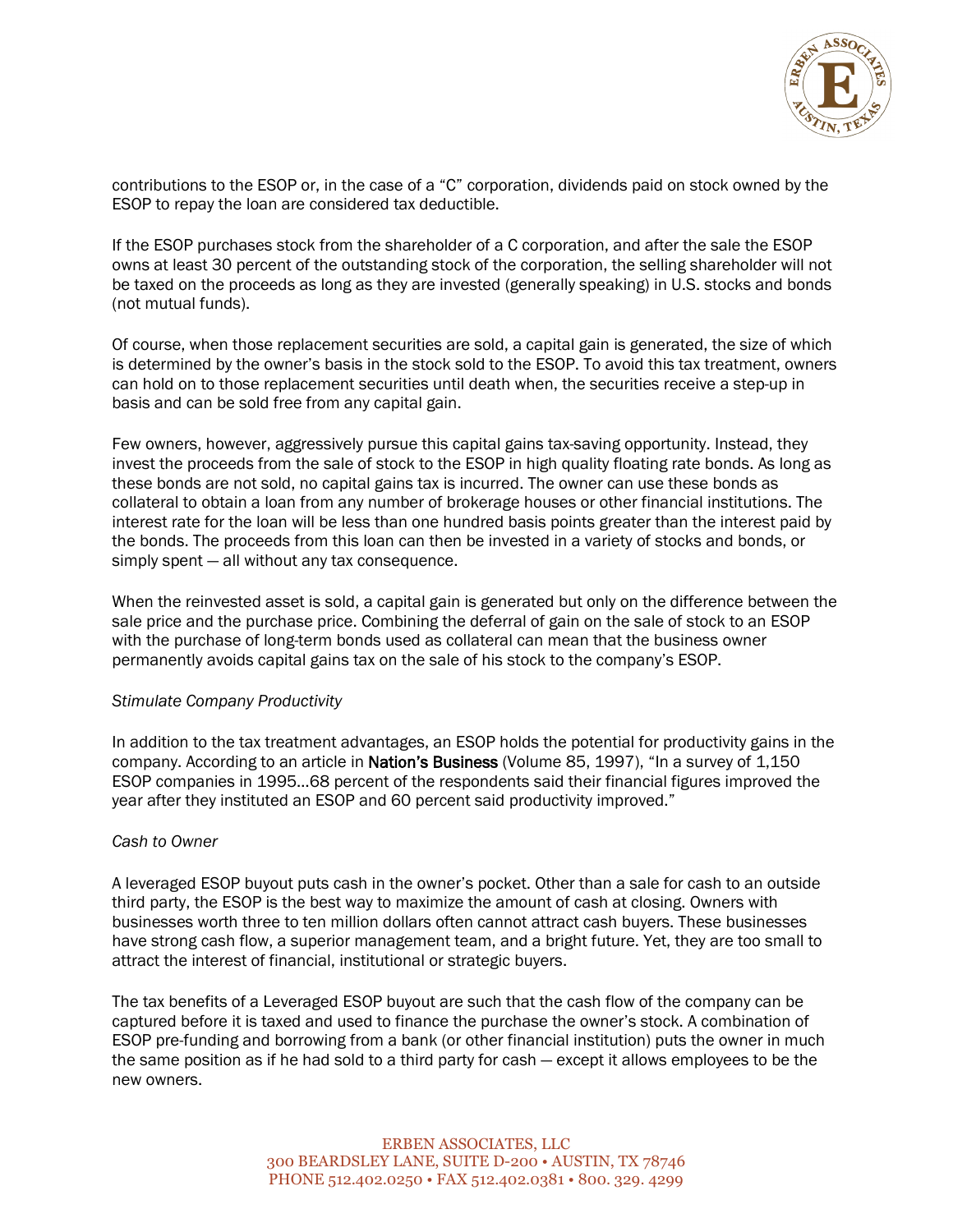contributions to the ESOP or, in the case of a "C" corporation, dividends paid on stock owned by the ESOP to repay the loan are considered tax deductible.

If the ESOP purchases stock from the shareholder of a C corporation, and after the sale the ESOP owns at least 30 percent of the outstanding stock of the corporation, the selling shareholder will not be taxed on the proceeds as long as they are invested (generally speaking) in U.S. stocks and bonds (not mutual funds).

Of course, when those replacement securities are sold, a capital gain is generated, the size of which is determined by the owner's basis in the stock sold to the ESOP. To avoid this tax treatment, owners can hold on to those replacement securities until death when, the securities receive a step-up in basis and can be sold free from any capital gain.

Few owners, however, aggressively pursue this capital gains tax-saving opportunity. Instead, they invest the proceeds from the sale of stock to the ESOP in high quality floating rate bonds. As long as these bonds are not sold, no capital gains tax is incurred. The owner can use these bonds as collateral to obtain a loan from any number of brokerage houses or other financial institutions. The interest rate for the loan will be less than one hundred basis points greater than the interest paid by the bonds. The proceeds from this loan can then be invested in a variety of stocks and bonds, or simply spent — all without any tax consequence.

When the reinvested asset is sold, a capital gain is generated but only on the difference between the sale price and the purchase price. Combining the deferral of gain on the sale of stock to an ESOP with the purchase of long-term bonds used as collateral can mean that the business owner permanently avoids capital gains tax on the sale of his stock to the company's ESOP.

*Stimulate Company Productivity*

In addition to the tax treatment advantages, an ESOP holds the potential for productivity gains in the company. According to an article in **Nation's Business** (Volume 85, 1997), "In a survey of 1,150 ESOP companies in 1995...68 percent of the respondents said their financial figures improved the year after they instituted an ESOP and 60 percent said productivity improved."

*Cash to Owner*

A leveraged ESOP buyout puts cash in the owner's pocket. Other than a sale for cash to an outside third party, the ESOP is the best way to maximize the amount of cash at closing. Owners with businesses worth three to ten million dollars often cannot attract cash buyers. These businesses have strong cash flow, a superior management team, and a bright future. Yet, they are too small to attract the interest of financial, institutional or strategic buyers.

The tax benefits of a Leveraged ESOP buyout are such that the cash flow of the company can be captured before it is taxed and used to finance the purchase the owner's stock. A combination of ESOP pre-funding and borrowing from a bank (or other financial institution) puts the owner in much the same position as if he had sold to a third party for cash — except it allows employees to be the new owners.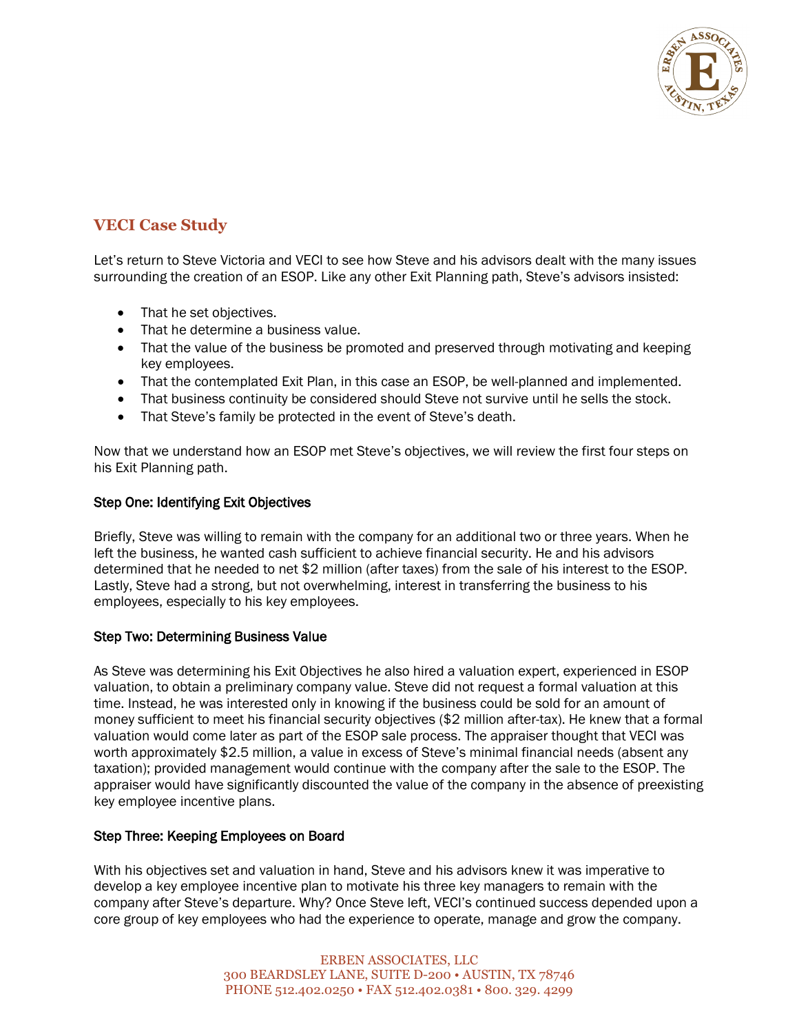## VECI Case Study

Let's return to Steve Victoria and VECI to see how Steve and his advisors dealt with the many issues surrounding the creation of an ESOP. Like any other Exit Planning path, Steve's advisors insisted:

- That he set objectives.
- That he determine a business value.
- That the value of the business be promoted and preserved through motivating and keeping key employees.
- That the contemplated Exit Plan, in this case an ESOP, be well-planned and implemented.
- That business continuity be considered should Steve not survive until he sells the stock.
- That Steve's family be protected in the event of Steve's death.

Now that we understand how an ESOP met Steve's objectives, we will review the first four steps on his Exit Planning path.

### Step One: Identifying Exit Objectives

Briefly, Steve was willing to remain with the company for an additional two or three years. When he left the business, he wanted cash sufficient to achieve financial security. He and his advisors determined that he needed to net $2 million (after taxes) from the sale of his interest to the ESOP. Lastly, Steve had a strong, but not overwhelming, interest in transferring the business to his employees, especially to his key employees.

### Step Two: Determining Business Value

As Steve was determining his Exit Objectives he also hired a valuation expert, experienced in ESOP valuation, to obtain a preliminary company value. Steve did not request a formal valuation at this time. Instead, he was interested only in knowing if the business could be sold for an amount of money sufficient to meet his financial security objectives ($2 million after-tax). He knew that a formal valuation would come later as part of the ESOP sale process. The appraiser thought that VECI was worth approximately $2.5 million, a value in excess of Steve's minimal financial needs (absent any taxation); provided management would continue with the company after the sale to the ESOP. The appraiser would have significantly discounted the value of the company in the absence of preexisting key employee incentive plans.

### Step Three: Keeping Employees on Board

With his objectives set and valuation in hand, Steve and his advisors knew it was imperative to develop a key employee incentive plan to motivate his three key managers to remain with the company after Steve's departure. Why? Once Steve left, VECI's continued success depended upon a core group of key employees who had the experience to operate, manage and grow the company.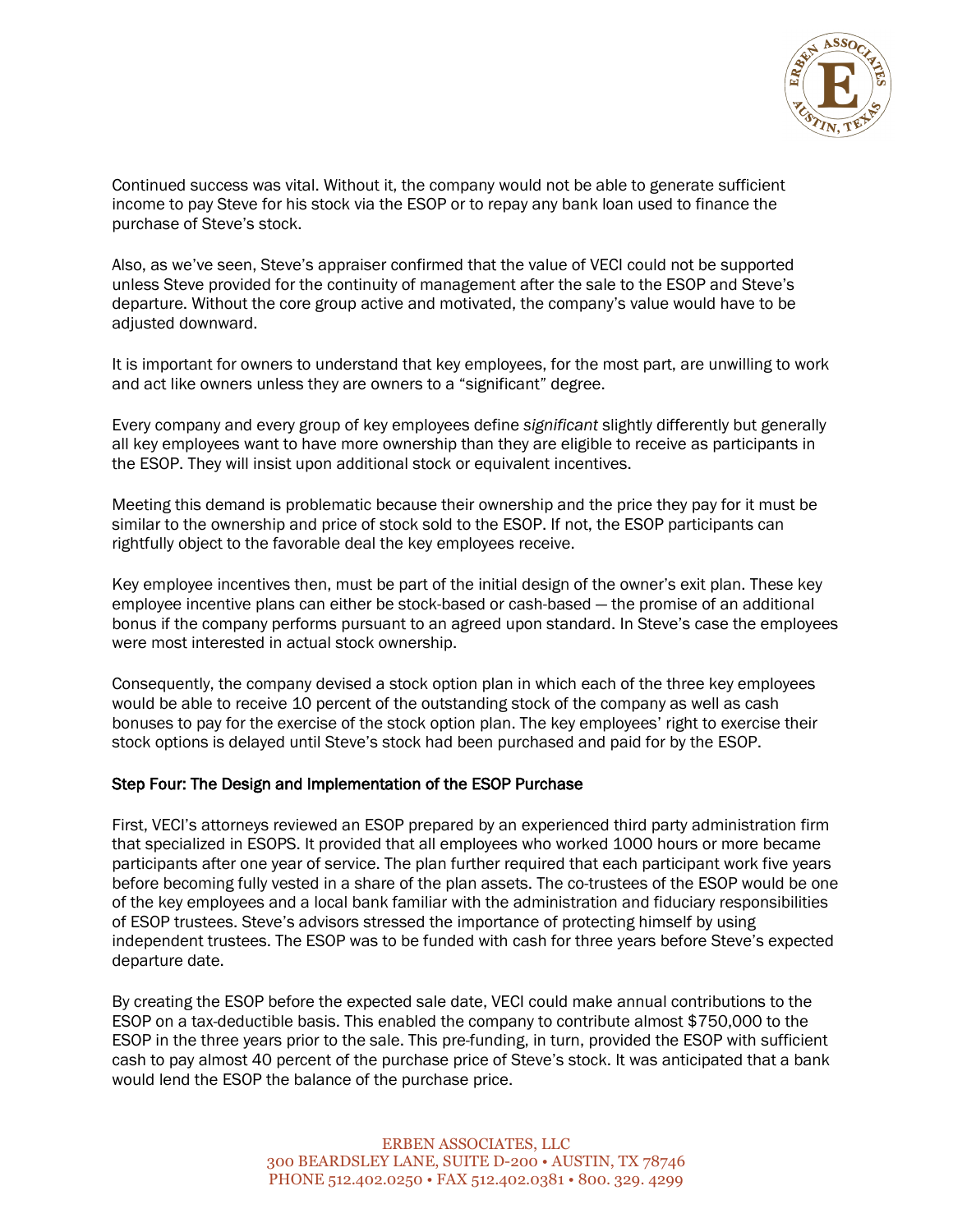Continued success was vital. Without it, the company would not be able to generate sufficient income to pay Steve for his stock via the ESOP or to repay any bank loan used to finance the purchase of Steve's stock.

Also, as we've seen, Steve's appraiser confirmed that the value of VECI could not be supported unless Steve provided for the continuity of management after the sale to the ESOP and Steve's departure. Without the core group active and motivated, the company's value would have to be adjusted downward.

It is important for owners to understand that key employees, for the most part, are unwilling to work and act like owners unless they are owners to a "significant" degree.

Every company and every group of key employees define *significant* slightly differently but generally all key employees want to have more ownership than they are eligible to receive as participants in the ESOP. They will insist upon additional stock or equivalent incentives.

Meeting this demand is problematic because their ownership and the price they pay for it must be similar to the ownership and price of stock sold to the ESOP. If not, the ESOP participants can rightfully object to the favorable deal the key employees receive.

Key employee incentives then, must be part of the initial design of the owner's exit plan. These key employee incentive plans can either be stock-based or cash-based — the promise of an additional bonus if the company performs pursuant to an agreed upon standard. In Steve's case the employees were most interested in actual stock ownership.

Consequently, the company devised a stock option plan in which each of the three key employees would be able to receive 10 percent of the outstanding stock of the company as well as cash bonuses to pay for the exercise of the stock option plan. The key employees' right to exercise their stock options is delayed until Steve's stock had been purchased and paid for by the ESOP.

### Step Four: The Design and Implementation of the ESOP Purchase

First, VECI's attorneys reviewed an ESOP prepared by an experienced third party administration firm that specialized in ESOPS. It provided that all employees who worked 1000 hours or more became participants after one year of service. The plan further required that each participant work five years before becoming fully vested in a share of the plan assets. The co-trustees of the ESOP would be one of the key employees and a local bank familiar with the administration and fiduciary responsibilities of ESOP trustees. Steve's advisors stressed the importance of protecting himself by using independent trustees. The ESOP was to be funded with cash for three years before Steve's expected departure date.

By creating the ESOP before the expected sale date, VECI could make annual contributions to the ESOP on a tax-deductible basis. This enabled the company to contribute almost $750,000 to the ESOP in the three years prior to the sale. This pre-funding, in turn, provided the ESOP with sufficient cash to pay almost 40 percent of the purchase price of Steve's stock. It was anticipated that a bank would lend the ESOP the balance of the purchase price.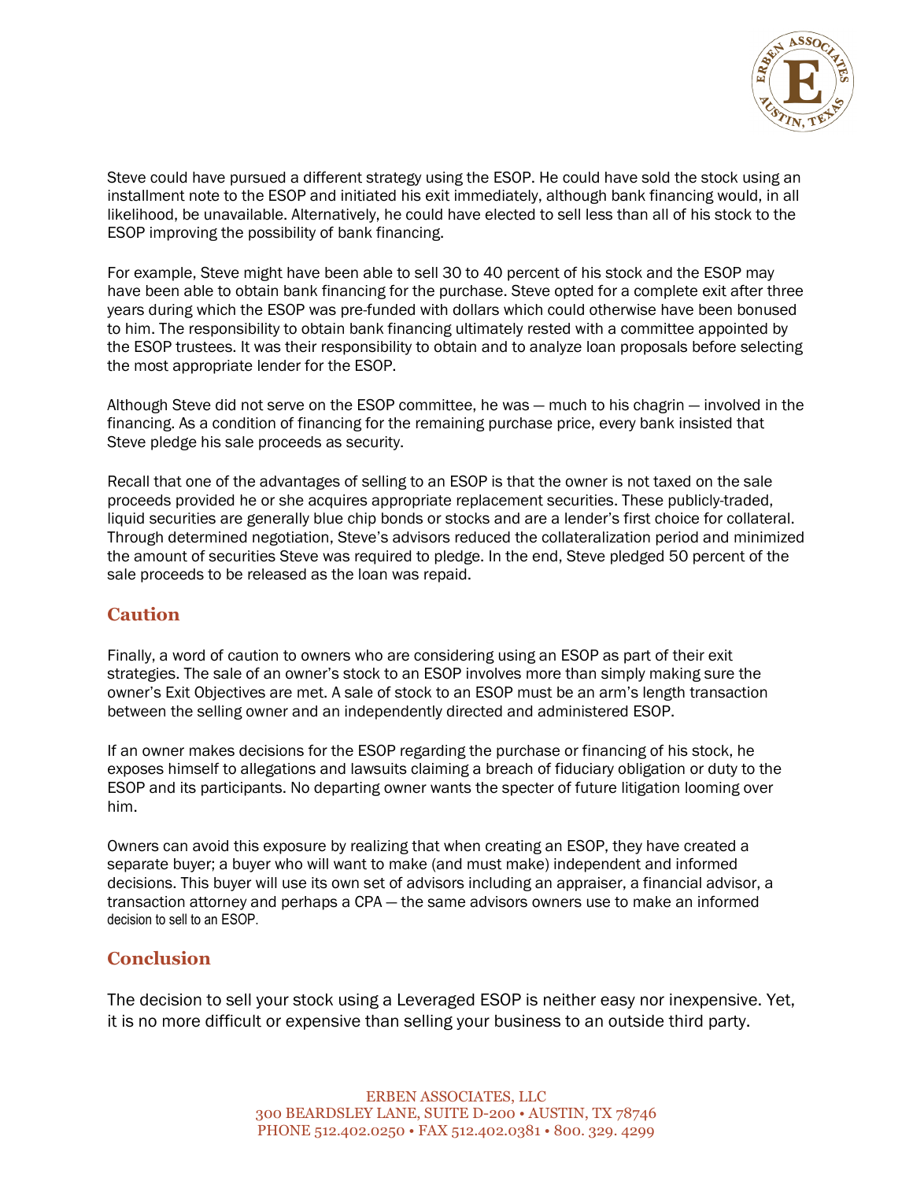Steve could have pursued a different strategy using the ESOP. He could have sold the stock using an installment note to the ESOP and initiated his exit immediately, although bank financing would, in all likelihood, be unavailable. Alternatively, he could have elected to sell less than all of his stock to the ESOP improving the possibility of bank financing.

For example, Steve might have been able to sell 30 to 40 percent of his stock and the ESOP may have been able to obtain bank financing for the purchase. Steve opted for a complete exit after three years during which the ESOP was pre-funded with dollars which could otherwise have been bonused to him. The responsibility to obtain bank financing ultimately rested with a committee appointed by the ESOP trustees. It was their responsibility to obtain and to analyze loan proposals before selecting the most appropriate lender for the ESOP.

Although Steve did not serve on the ESOP committee, he was — much to his chagrin — involved in the financing. As a condition of financing for the remaining purchase price, every bank insisted that Steve pledge his sale proceeds as security.

Recall that one of the advantages of selling to an ESOP is that the owner is not taxed on the sale proceeds provided he or she acquires appropriate replacement securities. These publicly-traded, liquid securities are generally blue chip bonds or stocks and are a lender's first choice for collateral. Through determined negotiation, Steve's advisors reduced the collateralization period and minimized the amount of securities Steve was required to pledge. In the end, Steve pledged 50 percent of the sale proceeds to be released as the loan was repaid.

## Caution

Finally, a word of caution to owners who are considering using an ESOP as part of their exit strategies. The sale of an owner's stock to an ESOP involves more than simply making sure the owner's Exit Objectives are met. A sale of stock to an ESOP must be an arm's length transaction between the selling owner and an independently directed and administered ESOP.

If an owner makes decisions for the ESOP regarding the purchase or financing of his stock, he exposes himself to allegations and lawsuits claiming a breach of fiduciary obligation or duty to the ESOP and its participants. No departing owner wants the specter of future litigation looming over him.

Owners can avoid this exposure by realizing that when creating an ESOP, they have created a separate buyer; a buyer who will want to make (and must make) independent and informed decisions. This buyer will use its own set of advisors including an appraiser, a financial advisor, a transaction attorney and perhaps a CPA — the same advisors owners use to make an informed decision to sell to an ESOP.

## Conclusion

The decision to sell your stock using a Leveraged ESOP is neither easy nor inexpensive. Yet, it is no more difficult or expensive than selling your business to an outside third party.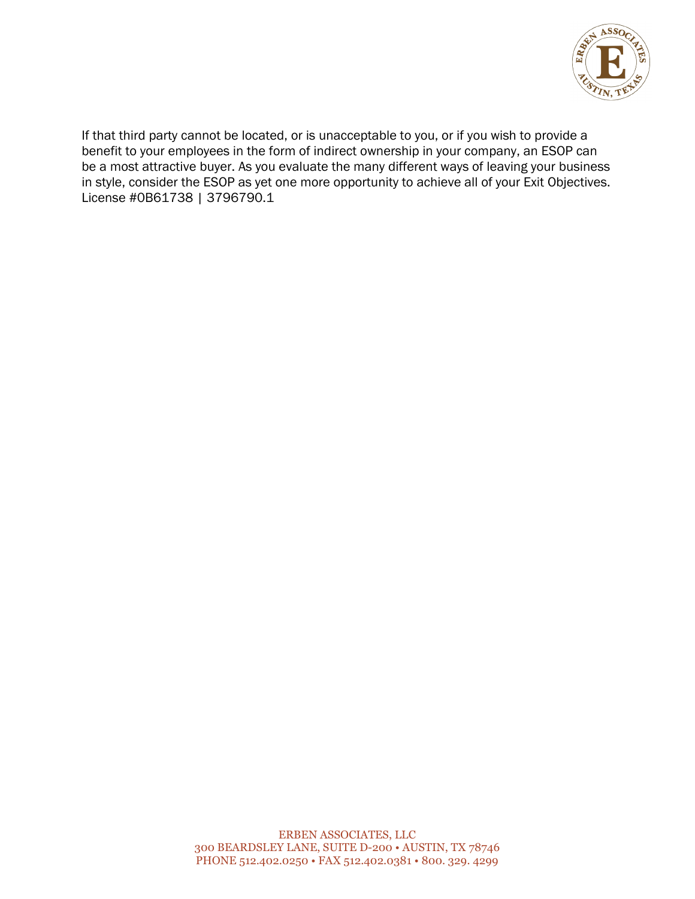If that third party cannot be located, or is unacceptable to you, or if you wish to provide a benefit to your employees in the form of indirect ownership in your company, an ESOP can be a most attractive buyer. As you evaluate the many different ways of leaving your business in style, consider the ESOP as yet one more opportunity to achieve all of your Exit Objectives. License #0B61738 | 3796790.1